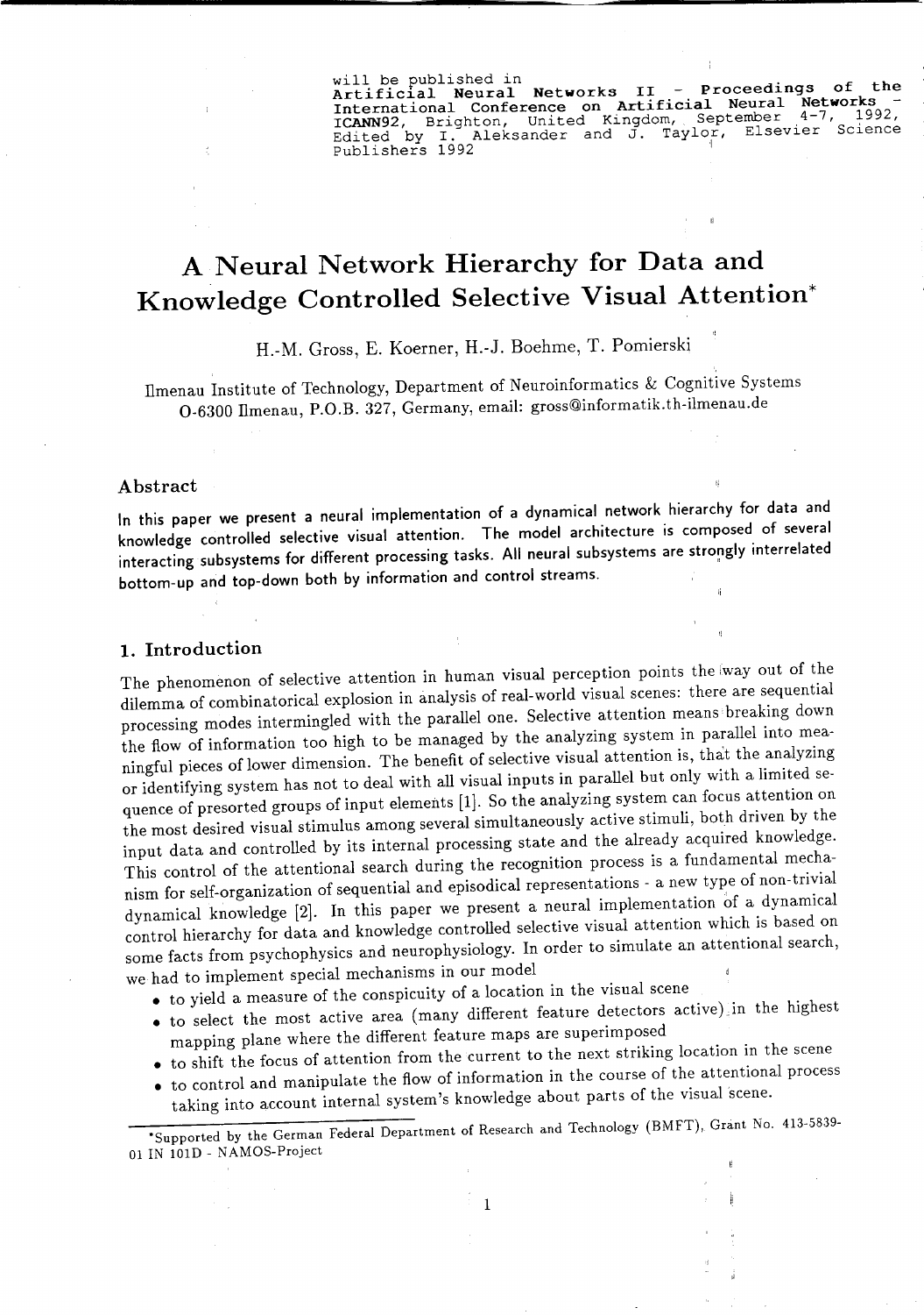will be published in
**Artificial Neural Networks II - Proceedings of the International Conference on Artificial Neural Networks - ICANN92**, Brighton, United Kingdom, September 4-7, 1992, Edited by I. Aleksander and J. Taylor, Elsevier Science Publishers 1992

# A Neural Network Hierarchy for Data and Knowledge Controlled Selective Visual Attention*

H.-M. Gross, E. Koerner, H.-J. Boehme, T. Pomierski

Ilmenau Institute of Technology, Department of Neuroinformatics & Cognitive Systems
O-6300 Ilmenau, P.O.B. 327, Germany, email: gross@informatik.th-ilmenau.de

## Abstract

In this paper we present a neural implementation of a dynamical network hierarchy for data and knowledge controlled selective visual attention. The model architecture is composed of several interacting subsystems for different processing tasks. All neural subsystems are strongly interrelated bottom-up and top-down both by information and control streams.

## 1. Introduction

The phenomenon of selective attention in human visual perception points the way out of the dilemma of combinatorical explosion in analysis of real-world visual scenes: there are sequential processing modes intermingled with the parallel one. Selective attention means breaking down the flow of information too high to be managed by the analyzing system in parallel into meaningful pieces of lower dimension. The benefit of selective visual attention is, that the analyzing or identifying system has not to deal with all visual inputs in parallel but only with a limited sequence of presorted groups of input elements [1]. So the analyzing system can focus attention on the most desired visual stimulus among several simultaneously active stimuli, both driven by the input data and controlled by its internal processing state and the already acquired knowledge. This control of the attentional search during the recognition process is a fundamental mechanism for self-organization of sequential and episodical representations - a new type of non-trivial dynamical knowledge [2]. In this paper we present a neural implementation of a dynamical control hierarchy for data and knowledge controlled selective visual attention which is based on some facts from psychophysics and neurophysiology. In order to simulate an attentional search, we had to implement special mechanisms in our model

- to yield a measure of the conspicuity of a location in the visual scene
- to select the most active area (many different feature detectors active) in the highest mapping plane where the different feature maps are superimposed
- to shift the focus of attention from the current to the next striking location in the scene
- to control and manipulate the flow of information in the course of the attentional process taking into account internal system's knowledge about parts of the visual scene.

*Supported by the German Federal Department of Research and Technology (BMFT), Grant No. 413-5839-01 IN 101D - NAMOS-Project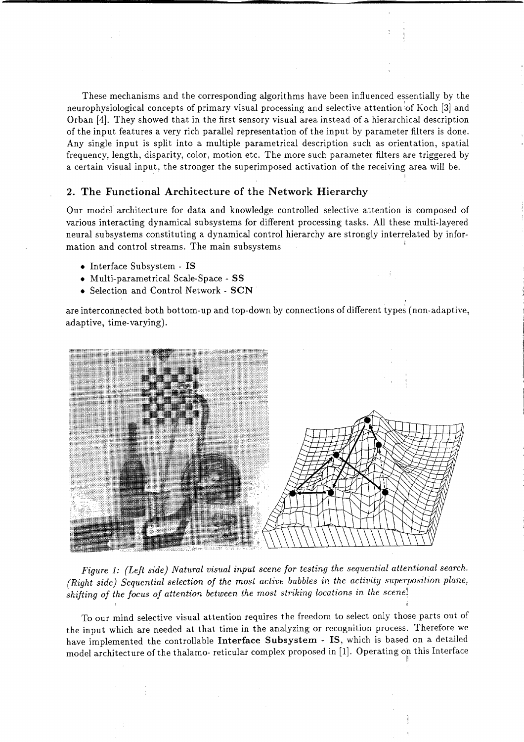These mechanisms and the corresponding algorithms have been influenced essentially by the neurophysiological concepts of primary visual processing and selective attention of Koch [3] and Orban [4]. They showed that in the first sensory visual area instead of a hierarchical description of the input features a very rich parallel representation of the input by parameter filters is done. Any single input is split into a multiple parametrical description such as orientation, spatial frequency, length, disparity, color, motion etc. The more such parameter filters are triggered by a certain visual input, the stronger the superimposed activation of the receiving area will be.

## 2. The Functional Architecture of the Network Hierarchy

Our model architecture for data and knowledge controlled selective attention is composed of various interacting dynamical subsystems for different processing tasks. All these multi-layered neural subsystems constituting a dynamical control hierarchy are strongly interrelated by information and control streams. The main subsystems

- Interface Subsystem - **IS**
- Multi-parametrical Scale-Space - **SS**
- Selection and Control Network - **SCN**

are interconnected both bottom-up and top-down by connections of different types (non-adaptive, adaptive, time-varying).

*Figure 1: (Left side) Natural visual input scene for testing the sequential attentional search. (Right side) Sequential selection of the most active bubbles in the activity superposition plane, shifting of the focus of attention between the most striking locations in the scene.*

To our mind selective visual attention requires the freedom to select only those parts out of the input which are needed at that time in the analyzing or recognition process. Therefore we have implemented the controllable **Interface Subsystem - IS**, which is based on a detailed model architecture of the thalamo- reticular complex proposed in [1]. Operating on this Interface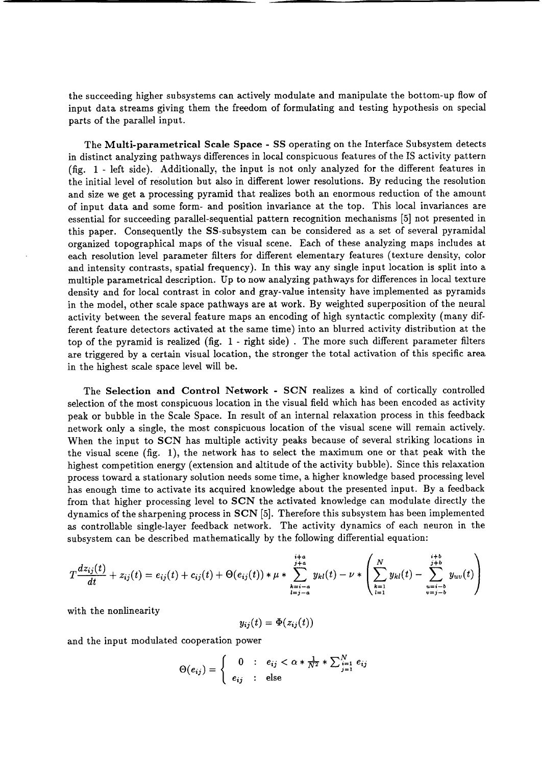the succeeding higher subsystems can actively modulate and manipulate the bottom-up flow of input data streams giving them the freedom of formulating and testing hypothesis on special parts of the parallel input.

The **Multi-parametrical Scale Space - SS** operating on the Interface Subsystem detects in distinct analyzing pathways differences in local conspicuous features of the IS activity pattern (fig. 1 - left side). Additionally, the input is not only analyzed for the different features in the initial level of resolution but also in different lower resolutions. By reducing the resolution and size we get a processing pyramid that realizes both an enormous reduction of the amount of input data and some form- and position invariance at the top. This local invariances are essential for succeeding parallel-sequential pattern recognition mechanisms [5] not presented in this paper. Consequently the **SS**-subsystem can be considered as a set of several pyramidal organized topographical maps of the visual scene. Each of these analyzing maps includes at each resolution level parameter filters for different elementary features (texture density, color and intensity contrasts, spatial frequency). In this way any single input location is split into a multiple parametrical description. Up to now analyzing pathways for differences in local texture density and for local contrast in color and gray-value intensity have implemented as pyramids in the model, other scale space pathways are at work. By weighted superposition of the neural activity between the several feature maps an encoding of high syntactic complexity (many different feature detectors activated at the same time) into an blurred activity distribution at the top of the pyramid is realized (fig. 1 - right side) . The more such different parameter filters are triggered by a certain visual location, the stronger the total activation of this specific area in the highest scale space level will be.

The **Selection and Control Network - SCN** realizes a kind of cortically controlled selection of the most conspicuous location in the visual field which has been encoded as activity peak or bubble in the Scale Space. In result of an internal relaxation process in this feedback network only a single, the most conspicuous location of the visual scene will remain actively. When the input to **SCN** has multiple activity peaks because of several striking locations in the visual scene (fig. 1), the network has to select the maximum one or that peak with the highest competition energy (extension and altitude of the activity bubble). Since this relaxation process toward a stationary solution needs some time, a higher knowledge based processing level has enough time to activate its acquired knowledge about the presented input. By a feedback from that higher processing level to **SCN** the activated knowledge can modulate directly the dynamics of the sharpening process in **SCN** [5]. Therefore this subsystem has been implemented as controllable single-layer feedback network. The activity dynamics of each neuron in the subsystem can be described mathematically by the following differential equation:

$$T\frac{dz_{ij}(t)}{dt} + z_{ij}(t) = e_{ij}(t) + c_{ij}(t) + \Theta(e_{ij}(t)) * \mu * \sum_{\substack{k=i-a \\ l=j-a}}^{\substack{i+a \\ j+a}} y_{kl}(t) - \nu * \left( \sum_{\substack{k=1 \\ l=1}}^{N} y_{kl}(t) - \sum_{\substack{u=i-b \\ v=j-b}}^{\substack{i+b \\ j+b}} y_{uv}(t) \right)$$

with the nonlinearity

$$y_{ij}(t) = \Phi(z_{ij}(t))$$

and the input modulated cooperation power

$$\Theta(e_{ij}) = \begin{cases} 0 & : \quad e_{ij} < \alpha * \frac{1}{N^2} * \sum_{\substack{i=1 \\ j=1}}^{N} e_{ij} \\ e_{ij} & : \quad \text{else} \end{cases}$$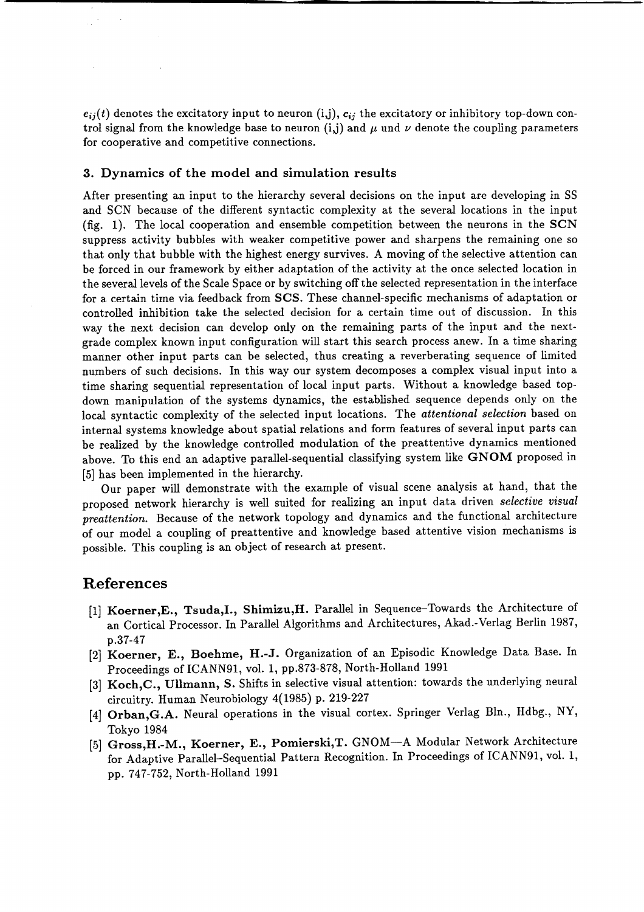$e_{ij}(t)$ denotes the excitatory input to neuron (i,j), $c_{ij}$ the excitatory or inhibitory top-down control signal from the knowledge base to neuron (i,j) and $\mu$ und $\nu$ denote the coupling parameters for cooperative and competitive connections.

### 3. Dynamics of the model and simulation results

After presenting an input to the hierarchy several decisions on the input are developing in SS and SCN because of the different syntactic complexity at the several locations in the input (fig. 1). The local cooperation and ensemble competition between the neurons in the **SCN** suppress activity bubbles with weaker competitive power and sharpens the remaining one so that only that bubble with the highest energy survives. A moving of the selective attention can be forced in our framework by either adaptation of the activity at the once selected location in the several levels of the Scale Space or by switching off the selected representation in the interface for a certain time via feedback from **SCS**. These channel-specific mechanisms of adaptation or controlled inhibition take the selected decision for a certain time out of discussion. In this way the next decision can develop only on the remaining parts of the input and the next-grade complex known input configuration will start this search process anew. In a time sharing manner other input parts can be selected, thus creating a reverberating sequence of limited numbers of such decisions. In this way our system decomposes a complex visual input into a time sharing sequential representation of local input parts. Without a knowledge based top-down manipulation of the systems dynamics, the established sequence depends only on the local syntactic complexity of the selected input locations. The *attentional selection* based on internal systems knowledge about spatial relations and form features of several input parts can be realized by the knowledge controlled modulation of the preattentive dynamics mentioned above. To this end an adaptive parallel-sequential classifying system like **GNOM** proposed in [5] has been implemented in the hierarchy.

Our paper will demonstrate with the example of visual scene analysis at hand, that the proposed network hierarchy is well suited for realizing an input data driven *selective visual preattention*. Because of the network topology and dynamics and the functional architecture of our model a coupling of preattentive and knowledge based attentive vision mechanisms is possible. This coupling is an object of research at present.

## References

[1] **Koerner,E., Tsuda,I., Shimizu,H.** Parallel in Sequence–Towards the Architecture of an Cortical Processor. In Parallel Algorithms and Architectures, Akad.-Verlag Berlin 1987, p.37-47

[2] **Koerner, E., Boehme, H.-J.** Organization of an Episodic Knowledge Data Base. In Proceedings of ICANN91, vol. 1, pp.873-878, North-Holland 1991

[3] **Koch,C., Ullmann, S.** Shifts in selective visual attention: towards the underlying neural circuitry. Human Neurobiology 4(1985) p. 219-227

[4] **Orban,G.A.** Neural operations in the visual cortex. Springer Verlag Bln., Hdbg., NY, Tokyo 1984

[5] **Gross,H.-M., Koerner, E., Pomierski,T.** GNOM—A Modular Network Architecture for Adaptive Parallel–Sequential Pattern Recognition. In Proceedings of ICANN91, vol. 1, pp. 747-752, North-Holland 1991